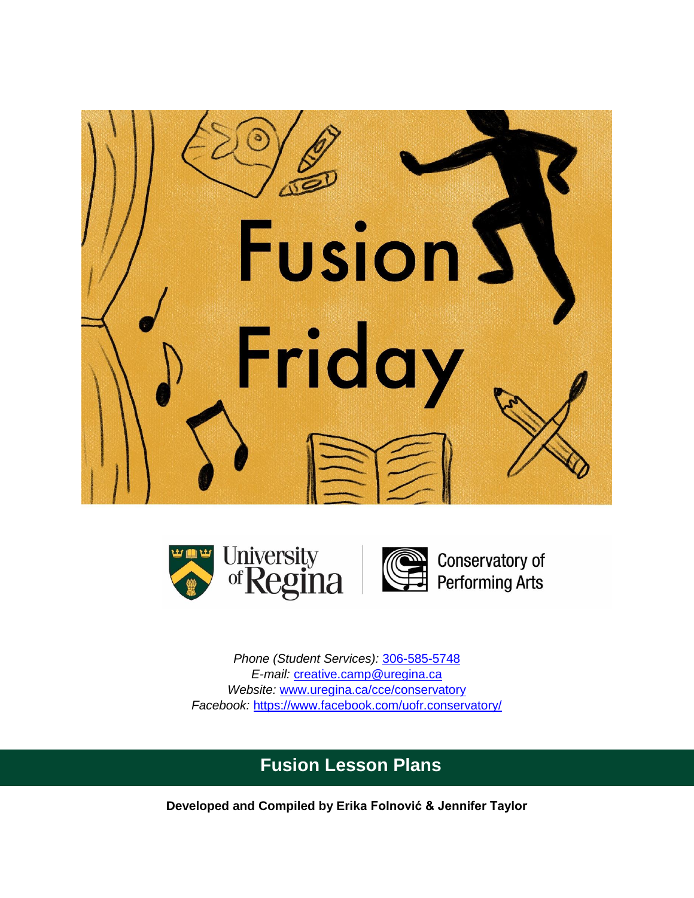# Fusion Friday

University of Regina | Conservatory of Performing Arts

*Phone (Student Services):* [306-585-5748](tel:306-585-5748)
*E-mail:* [creative.camp@uregina.ca](mailto:creative.camp@uregina.ca)
*Website:* [www.uregina.ca/cce/conservatory](http://www.uregina.ca/cce/conservatory)
*Facebook:* [https://www.facebook.com/uofr.conservatory/](https://www.facebook.com/uofr.conservatory/)

## Fusion Lesson Plans

**Developed and Compiled by Erika Folnović & Jennifer Taylor**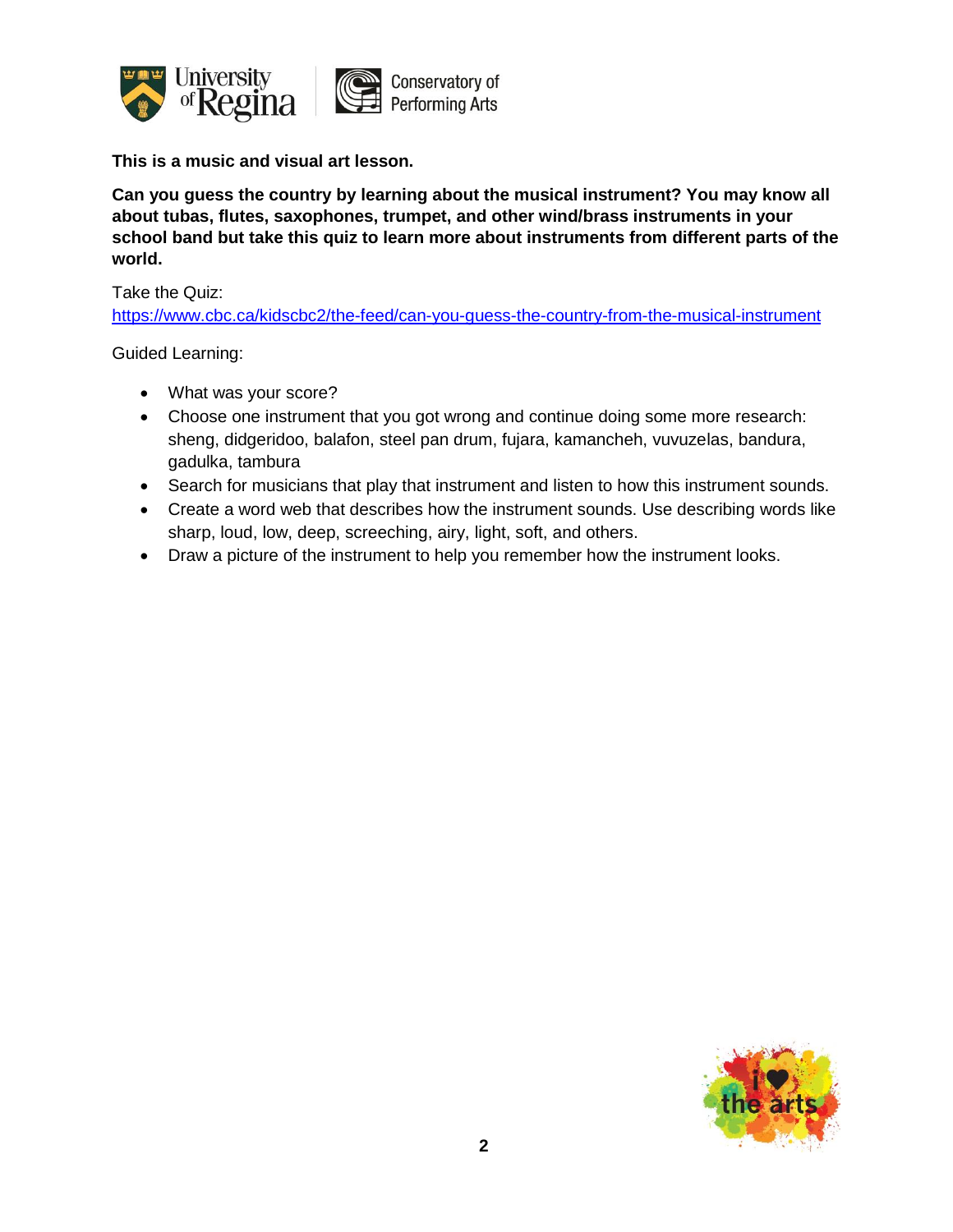**This is a music and visual art lesson.**

**Can you guess the country by learning about the musical instrument? You may know all about tubas, flutes, saxophones, trumpet, and other wind/brass instruments in your school band but take this quiz to learn more about instruments from different parts of the world.**

Take the Quiz:
https://www.cbc.ca/kidscbc2/the-feed/can-you-guess-the-country-from-the-musical-instrument

Guided Learning:

- What was your score?
- Choose one instrument that you got wrong and continue doing some more research: sheng, didgeridoo, balafon, steel pan drum, fujara, kamancheh, vuvuzelas, bandura, gadulka, tambura
- Search for musicians that play that instrument and listen to how this instrument sounds.
- Create a word web that describes how the instrument sounds. Use describing words like sharp, loud, low, deep, screeching, airy, light, soft, and others.
- Draw a picture of the instrument to help you remember how the instrument looks.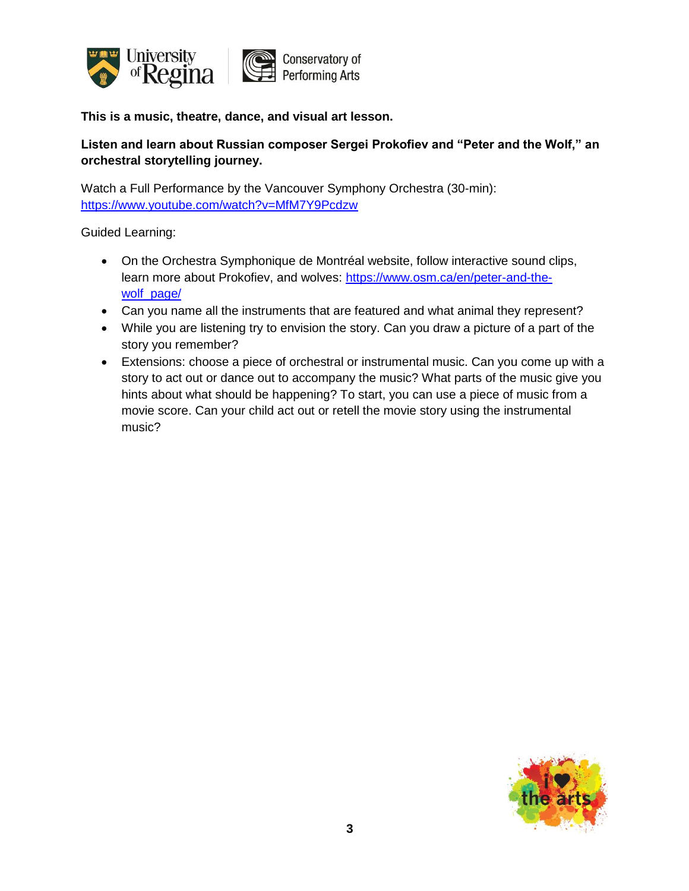**This is a music, theatre, dance, and visual art lesson.**

**Listen and learn about Russian composer Sergei Prokofiev and "Peter and the Wolf," an orchestral storytelling journey.**

Watch a Full Performance by the Vancouver Symphony Orchestra (30-min): https://www.youtube.com/watch?v=MfM7Y9Pcdzw

Guided Learning:

- On the Orchestra Symphonique de Montréal website, follow interactive sound clips, learn more about Prokofiev, and wolves: https://www.osm.ca/en/peter-and-the-wolf_page/
- Can you name all the instruments that are featured and what animal they represent?
- While you are listening try to envision the story. Can you draw a picture of a part of the story you remember?
- Extensions: choose a piece of orchestral or instrumental music. Can you come up with a story to act out or dance out to accompany the music? What parts of the music give you hints about what should be happening? To start, you can use a piece of music from a movie score. Can your child act out or retell the movie story using the instrumental music?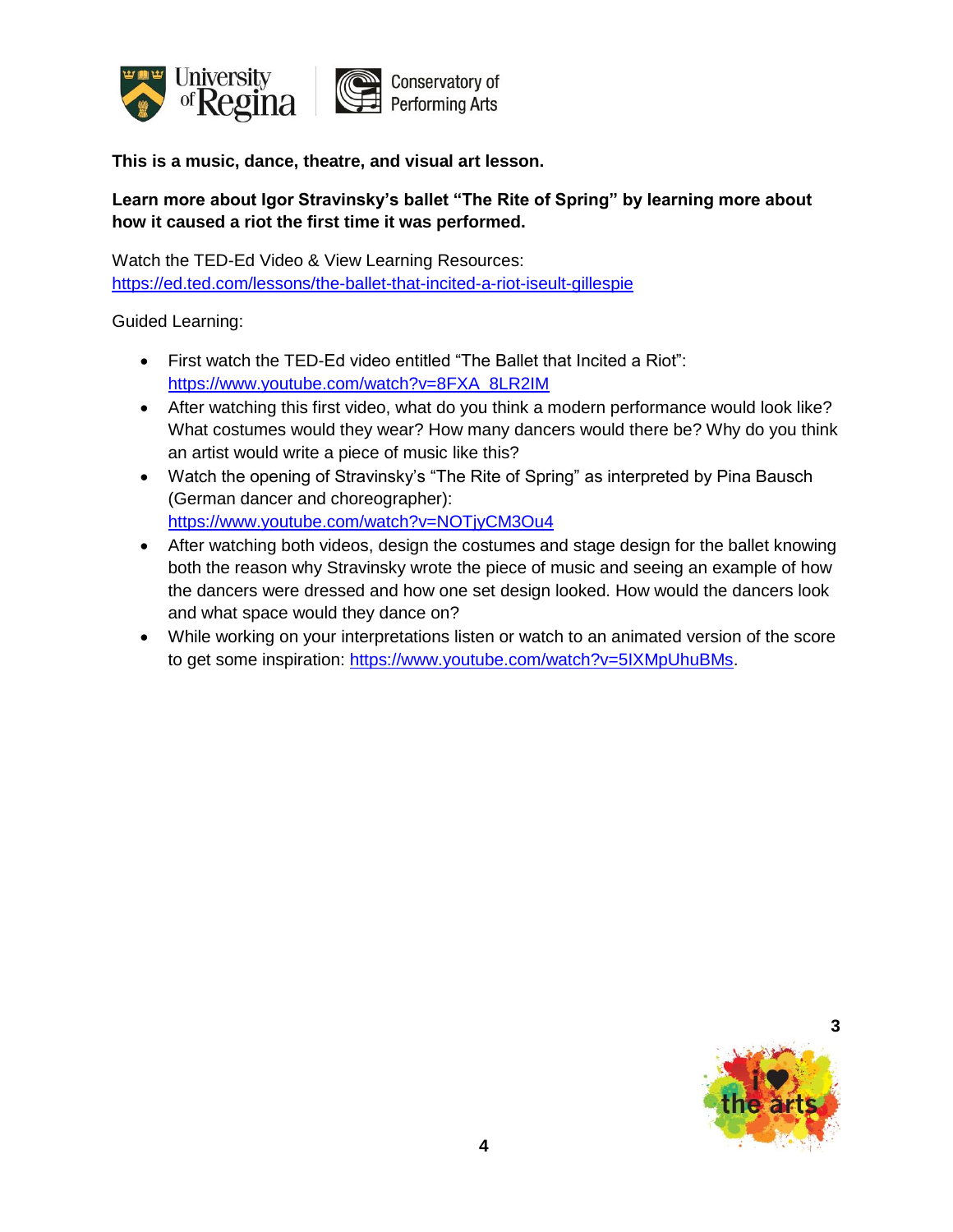**This is a music, dance, theatre, and visual art lesson.**

**Learn more about Igor Stravinsky's ballet "The Rite of Spring" by learning more about how it caused a riot the first time it was performed.**

Watch the TED-Ed Video & View Learning Resources:
https://ed.ted.com/lessons/the-ballet-that-incited-a-riot-iseult-gillespie

Guided Learning:

- First watch the TED-Ed video entitled "The Ballet that Incited a Riot": https://www.youtube.com/watch?v=8FXA_8LR2IM
- After watching this first video, what do you think a modern performance would look like? What costumes would they wear? How many dancers would there be? Why do you think an artist would write a piece of music like this?
- Watch the opening of Stravinsky's "The Rite of Spring" as interpreted by Pina Bausch (German dancer and choreographer): https://www.youtube.com/watch?v=NOTjyCM3Ou4
- After watching both videos, design the costumes and stage design for the ballet knowing both the reason why Stravinsky wrote the piece of music and seeing an example of how the dancers were dressed and how one set design looked. How would the dancers look and what space would they dance on?
- While working on your interpretations listen or watch to an animated version of the score to get some inspiration: https://www.youtube.com/watch?v=5IXMpUhuBMs.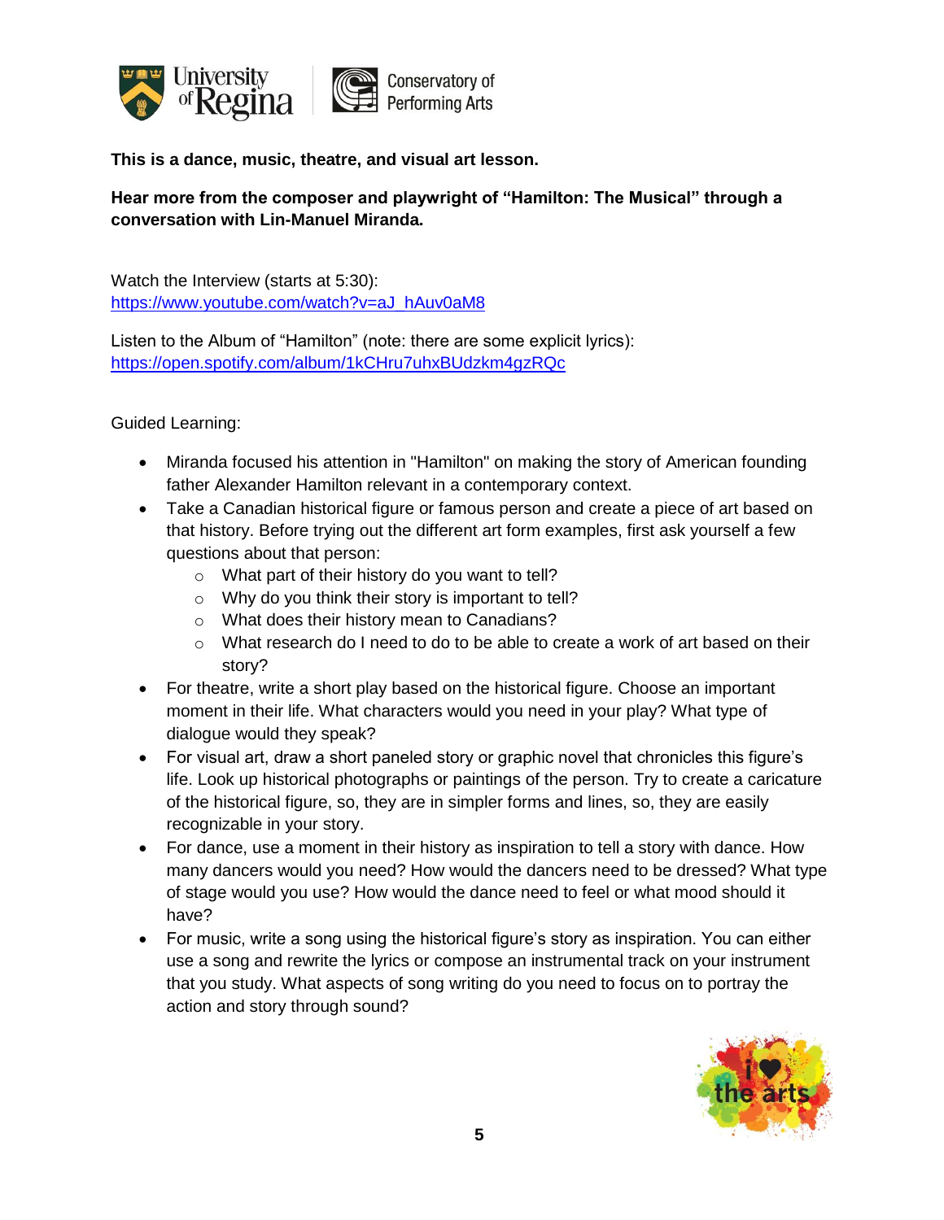**This is a dance, music, theatre, and visual art lesson.**

**Hear more from the composer and playwright of "Hamilton: The Musical" through a conversation with Lin-Manuel Miranda.**

Watch the Interview (starts at 5:30):
https://www.youtube.com/watch?v=aJ_hAuv0aM8

Listen to the Album of "Hamilton" (note: there are some explicit lyrics):
https://open.spotify.com/album/1kCHru7uhxBUdzkm4gzRQc

Guided Learning:

- Miranda focused his attention in "Hamilton" on making the story of American founding father Alexander Hamilton relevant in a contemporary context.
- Take a Canadian historical figure or famous person and create a piece of art based on that history. Before trying out the different art form examples, first ask yourself a few questions about that person:
  - What part of their history do you want to tell?
  - Why do you think their story is important to tell?
  - What does their history mean to Canadians?
  - What research do I need to do to be able to create a work of art based on their story?
- For theatre, write a short play based on the historical figure. Choose an important moment in their life. What characters would you need in your play? What type of dialogue would they speak?
- For visual art, draw a short paneled story or graphic novel that chronicles this figure's life. Look up historical photographs or paintings of the person. Try to create a caricature of the historical figure, so, they are in simpler forms and lines, so, they are easily recognizable in your story.
- For dance, use a moment in their history as inspiration to tell a story with dance. How many dancers would you need? How would the dancers need to be dressed? What type of stage would you use? How would the dance need to feel or what mood should it have?
- For music, write a song using the historical figure's story as inspiration. You can either use a song and rewrite the lyrics or compose an instrumental track on your instrument that you study. What aspects of song writing do you need to focus on to portray the action and story through sound?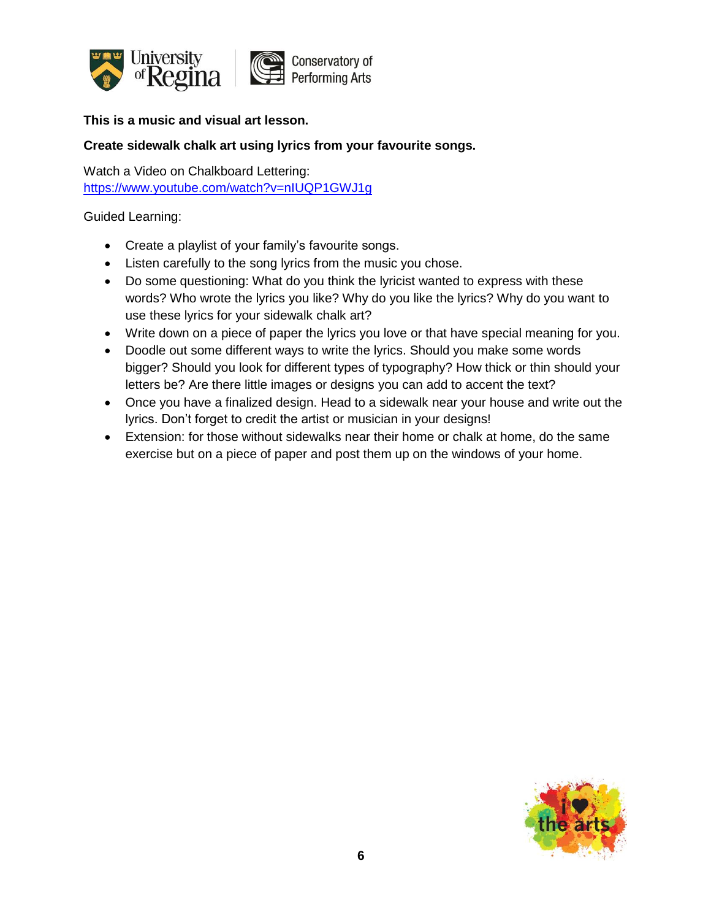**This is a music and visual art lesson.**

**Create sidewalk chalk art using lyrics from your favourite songs.**

Watch a Video on Chalkboard Lettering:
https://www.youtube.com/watch?v=nIUQP1GWJ1g

Guided Learning:

- Create a playlist of your family's favourite songs.
- Listen carefully to the song lyrics from the music you chose.
- Do some questioning: What do you think the lyricist wanted to express with these words? Who wrote the lyrics you like? Why do you like the lyrics? Why do you want to use these lyrics for your sidewalk chalk art?
- Write down on a piece of paper the lyrics you love or that have special meaning for you.
- Doodle out some different ways to write the lyrics. Should you make some words bigger? Should you look for different types of typography? How thick or thin should your letters be? Are there little images or designs you can add to accent the text?
- Once you have a finalized design. Head to a sidewalk near your house and write out the lyrics. Don't forget to credit the artist or musician in your designs!
- Extension: for those without sidewalks near their home or chalk at home, do the same exercise but on a piece of paper and post them up on the windows of your home.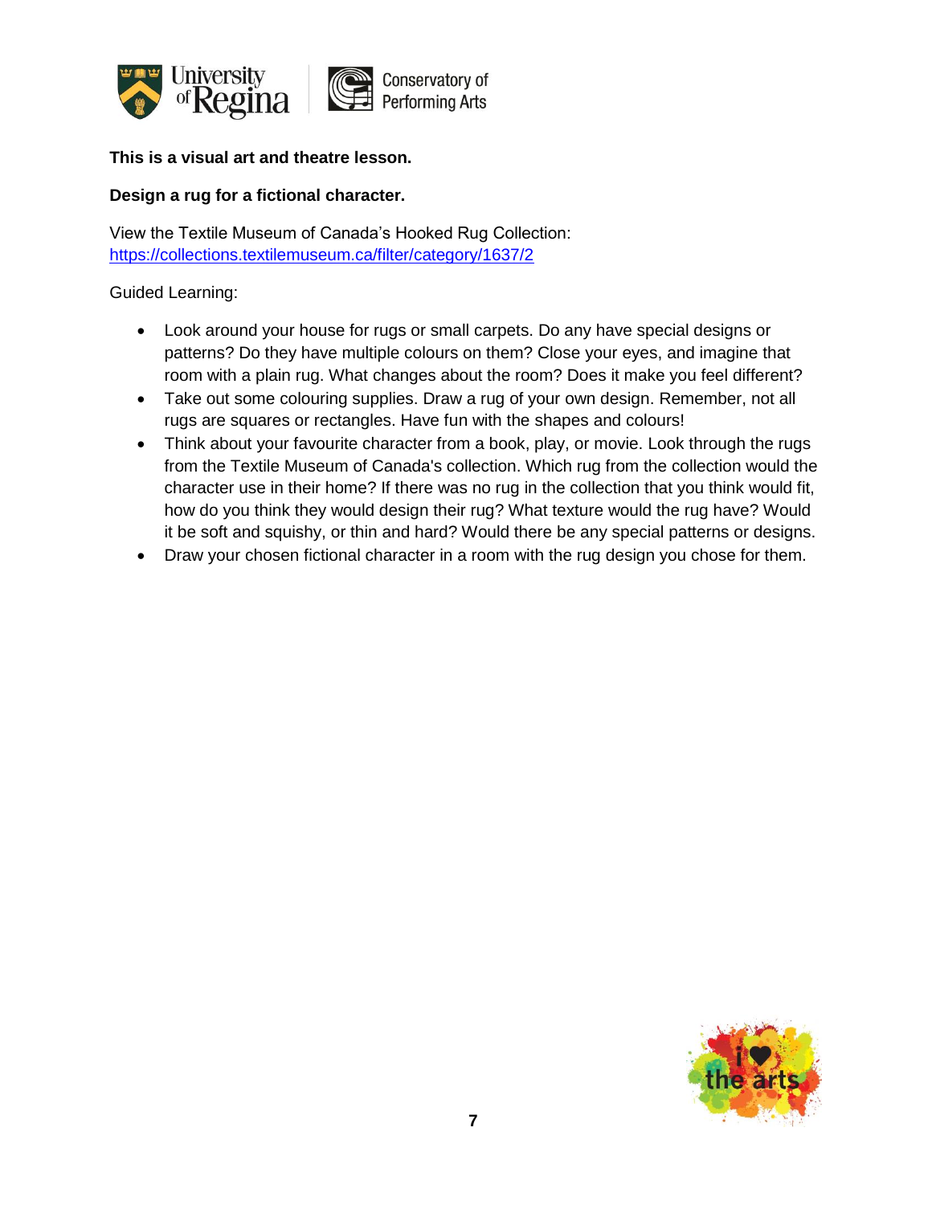**This is a visual art and theatre lesson.**

**Design a rug for a fictional character.**

View the Textile Museum of Canada's Hooked Rug Collection:
[https://collections.textilemuseum.ca/filter/category/1637/2](https://collections.textilemuseum.ca/filter/category/1637/2)

Guided Learning:

- Look around your house for rugs or small carpets. Do any have special designs or patterns? Do they have multiple colours on them? Close your eyes, and imagine that room with a plain rug. What changes about the room? Does it make you feel different?
- Take out some colouring supplies. Draw a rug of your own design. Remember, not all rugs are squares or rectangles. Have fun with the shapes and colours!
- Think about your favourite character from a book, play, or movie. Look through the rugs from the Textile Museum of Canada's collection. Which rug from the collection would the character use in their home? If there was no rug in the collection that you think would fit, how do you think they would design their rug? What texture would the rug have? Would it be soft and squishy, or thin and hard? Would there be any special patterns or designs.
- Draw your chosen fictional character in a room with the rug design you chose for them.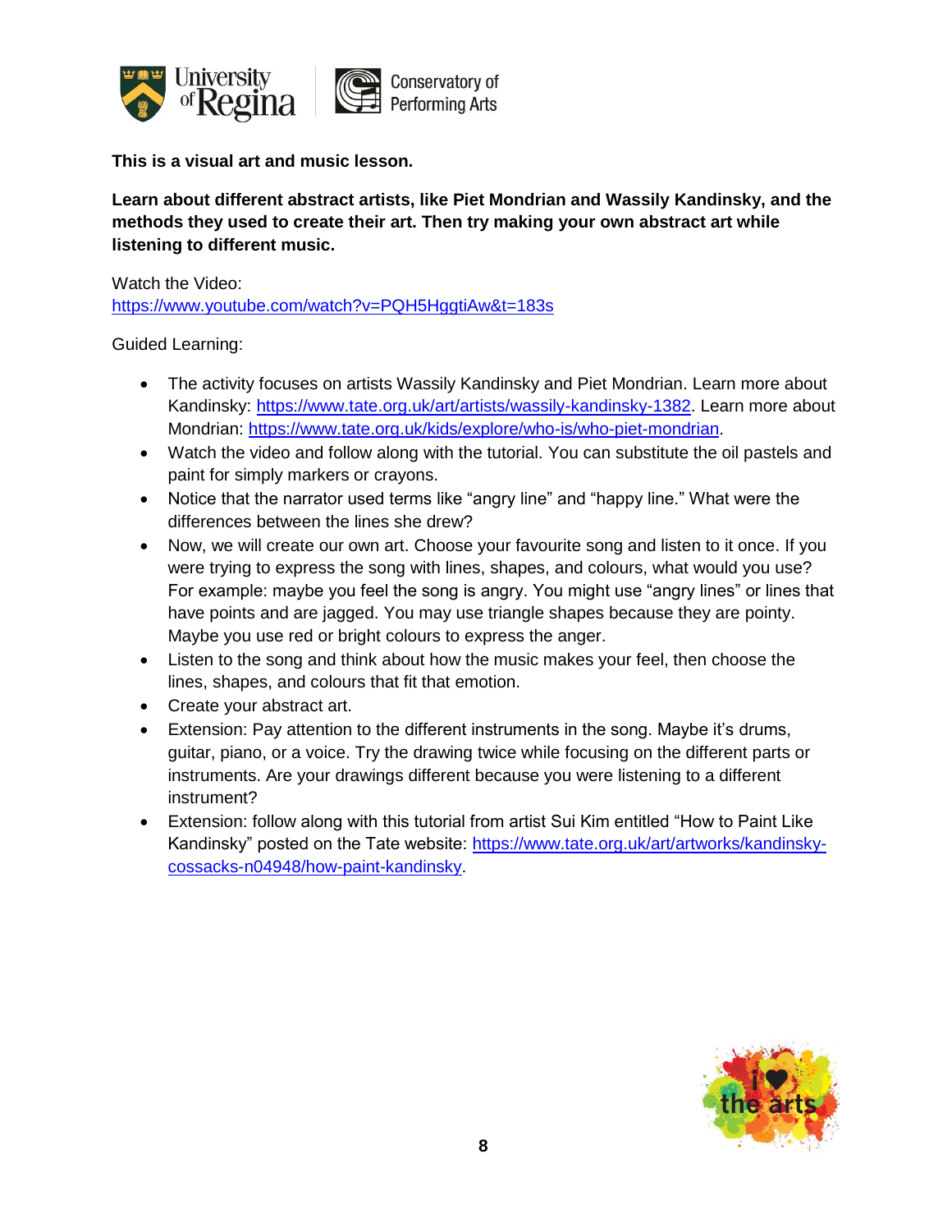**This is a visual art and music lesson.**

**Learn about different abstract artists, like Piet Mondrian and Wassily Kandinsky, and the methods they used to create their art. Then try making your own abstract art while listening to different music.**

Watch the Video:
https://www.youtube.com/watch?v=PQH5HggtiAw&t=183s

Guided Learning:

- The activity focuses on artists Wassily Kandinsky and Piet Mondrian. Learn more about Kandinsky: https://www.tate.org.uk/art/artists/wassily-kandinsky-1382. Learn more about Mondrian: https://www.tate.org.uk/kids/explore/who-is/who-piet-mondrian.
- Watch the video and follow along with the tutorial. You can substitute the oil pastels and paint for simply markers or crayons.
- Notice that the narrator used terms like "angry line" and "happy line." What were the differences between the lines she drew?
- Now, we will create our own art. Choose your favourite song and listen to it once. If you were trying to express the song with lines, shapes, and colours, what would you use? For example: maybe you feel the song is angry. You might use "angry lines" or lines that have points and are jagged. You may use triangle shapes because they are pointy. Maybe you use red or bright colours to express the anger.
- Listen to the song and think about how the music makes your feel, then choose the lines, shapes, and colours that fit that emotion.
- Create your abstract art.
- Extension: Pay attention to the different instruments in the song. Maybe it's drums, guitar, piano, or a voice. Try the drawing twice while focusing on the different parts or instruments. Are your drawings different because you were listening to a different instrument?
- Extension: follow along with this tutorial from artist Sui Kim entitled "How to Paint Like Kandinsky" posted on the Tate website: https://www.tate.org.uk/art/artworks/kandinsky-cossacks-n04948/how-paint-kandinsky.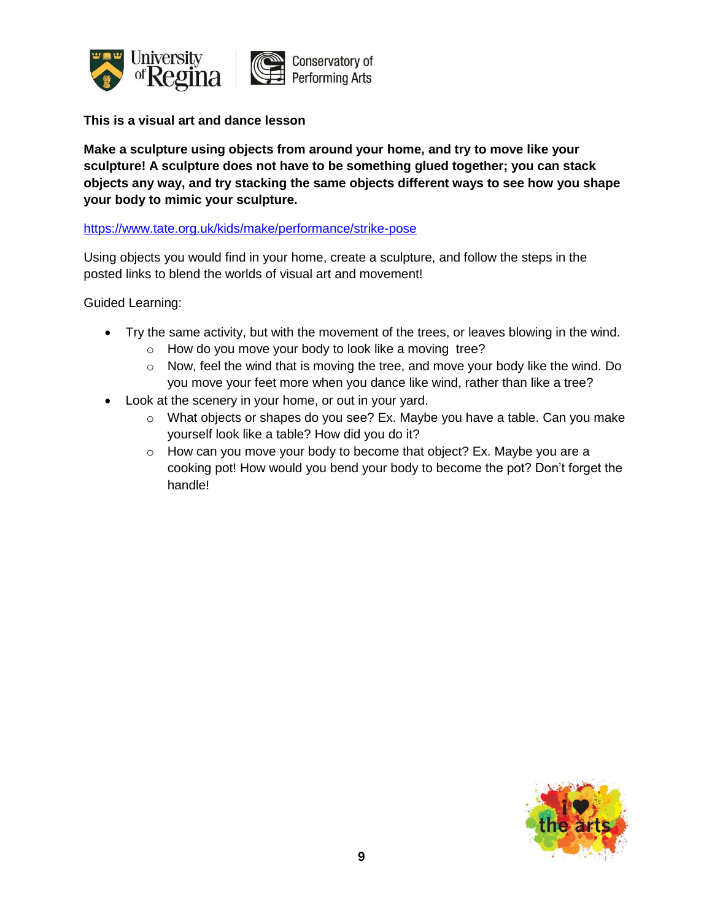**This is a visual art and dance lesson**

**Make a sculpture using objects from around your home, and try to move like your sculpture! A sculpture does not have to be something glued together; you can stack objects any way, and try stacking the same objects different ways to see how you shape your body to mimic your sculpture.**

https://www.tate.org.uk/kids/make/performance/strike-pose

Using objects you would find in your home, create a sculpture, and follow the steps in the posted links to blend the worlds of visual art and movement!

Guided Learning:

- Try the same activity, but with the movement of the trees, or leaves blowing in the wind.
  - How do you move your body to look like a moving tree?
  - Now, feel the wind that is moving the tree, and move your body like the wind. Do you move your feet more when you dance like wind, rather than like a tree?
- Look at the scenery in your home, or out in your yard.
  - What objects or shapes do you see? Ex. Maybe you have a table. Can you make yourself look like a table? How did you do it?
  - How can you move your body to become that object? Ex. Maybe you are a cooking pot! How would you bend your body to become the pot? Don't forget the handle!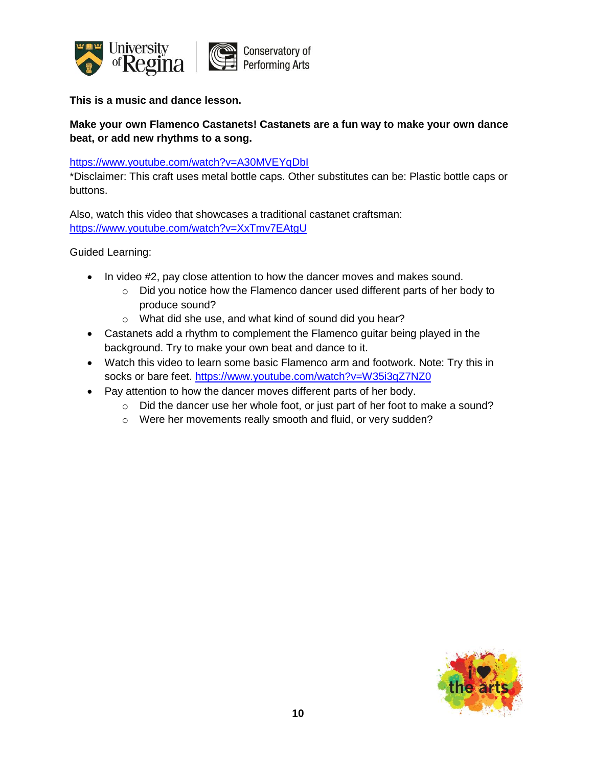**This is a music and dance lesson.**

**Make your own Flamenco Castanets! Castanets are a fun way to make your own dance beat, or add new rhythms to a song.**

https://www.youtube.com/watch?v=A30MVEYqDbI
*Disclaimer: This craft uses metal bottle caps. Other substitutes can be: Plastic bottle caps or buttons.

Also, watch this video that showcases a traditional castanet craftsman:
https://www.youtube.com/watch?v=XxTmv7EAtgU

Guided Learning:

- In video #2, pay close attention to how the dancer moves and makes sound.
    - Did you notice how the Flamenco dancer used different parts of her body to produce sound?
    - What did she use, and what kind of sound did you hear?
- Castanets add a rhythm to complement the Flamenco guitar being played in the background. Try to make your own beat and dance to it.
- Watch this video to learn some basic Flamenco arm and footwork. Note: Try this in socks or bare feet. https://www.youtube.com/watch?v=W35i3qZ7NZ0
- Pay attention to how the dancer moves different parts of her body.
    - Did the dancer use her whole foot, or just part of her foot to make a sound?
    - Were her movements really smooth and fluid, or very sudden?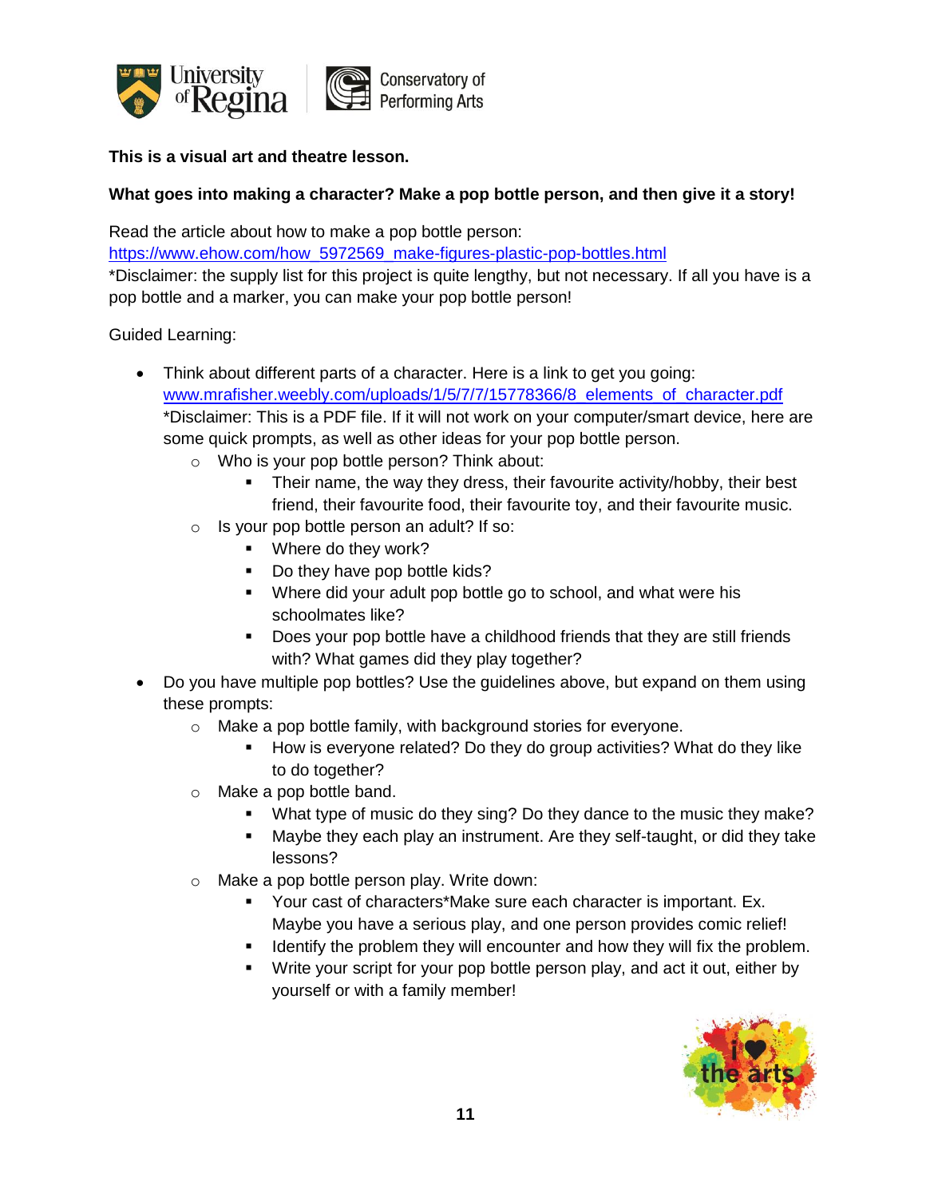**This is a visual art and theatre lesson.**

**What goes into making a character? Make a pop bottle person, and then give it a story!**

Read the article about how to make a pop bottle person:
https://www.ehow.com/how_5972569_make-figures-plastic-pop-bottles.html
*Disclaimer: the supply list for this project is quite lengthy, but not necessary. If all you have is a pop bottle and a marker, you can make your pop bottle person!

Guided Learning:

- Think about different parts of a character. Here is a link to get you going: www.mrafisher.weebly.com/uploads/1/5/7/7/15778366/8_elements_of_character.pdf
  *Disclaimer: This is a PDF file. If it will not work on your computer/smart device, here are some quick prompts, as well as other ideas for your pop bottle person.
    - Who is your pop bottle person? Think about:
        - Their name, the way they dress, their favourite activity/hobby, their best friend, their favourite food, their favourite toy, and their favourite music.
    - Is your pop bottle person an adult? If so:
        - Where do they work?
        - Do they have pop bottle kids?
        - Where did your adult pop bottle go to school, and what were his schoolmates like?
        - Does your pop bottle have a childhood friends that they are still friends with? What games did they play together?
- Do you have multiple pop bottles? Use the guidelines above, but expand on them using these prompts:
    - Make a pop bottle family, with background stories for everyone.
        - How is everyone related? Do they do group activities? What do they like to do together?
    - Make a pop bottle band.
        - What type of music do they sing? Do they dance to the music they make?
        - Maybe they each play an instrument. Are they self-taught, or did they take lessons?
    - Make a pop bottle person play. Write down:
        - Your cast of characters*Make sure each character is important. Ex. Maybe you have a serious play, and one person provides comic relief!
        - Identify the problem they will encounter and how they will fix the problem.
        - Write your script for your pop bottle person play, and act it out, either by yourself or with a family member!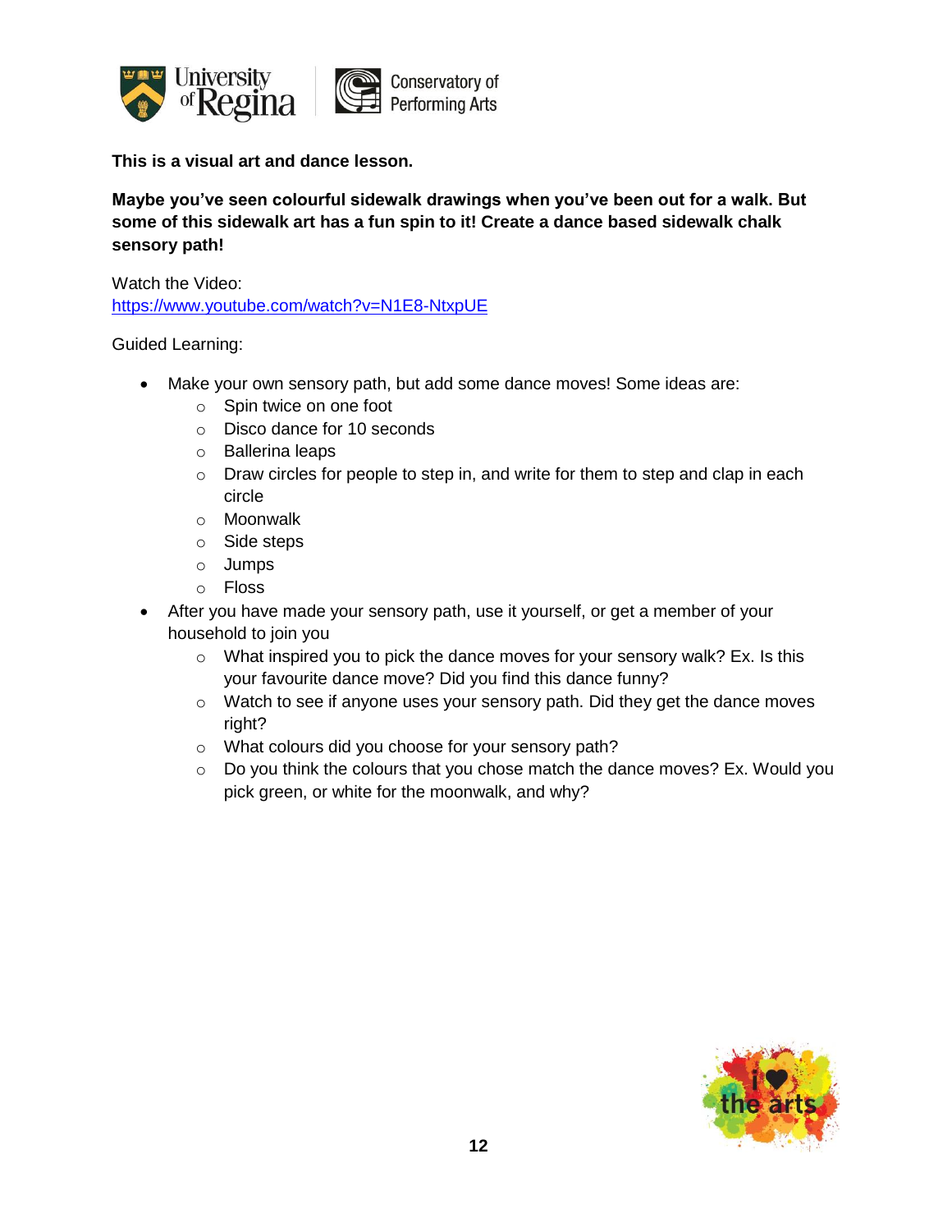**This is a visual art and dance lesson.**

**Maybe you've seen colourful sidewalk drawings when you've been out for a walk. But some of this sidewalk art has a fun spin to it! Create a dance based sidewalk chalk sensory path!**

Watch the Video:
[https://www.youtube.com/watch?v=N1E8-NtxpUE](https://www.youtube.com/watch?v=N1E8-NtxpUE)

Guided Learning:

- Make your own sensory path, but add some dance moves! Some ideas are:
  - Spin twice on one foot
  - Disco dance for 10 seconds
  - Ballerina leaps
  - Draw circles for people to step in, and write for them to step and clap in each circle
  - Moonwalk
  - Side steps
  - Jumps
  - Floss
- After you have made your sensory path, use it yourself, or get a member of your household to join you
  - What inspired you to pick the dance moves for your sensory walk? Ex. Is this your favourite dance move? Did you find this dance funny?
  - Watch to see if anyone uses your sensory path. Did they get the dance moves right?
  - What colours did you choose for your sensory path?
  - Do you think the colours that you chose match the dance moves? Ex. Would you pick green, or white for the moonwalk, and why?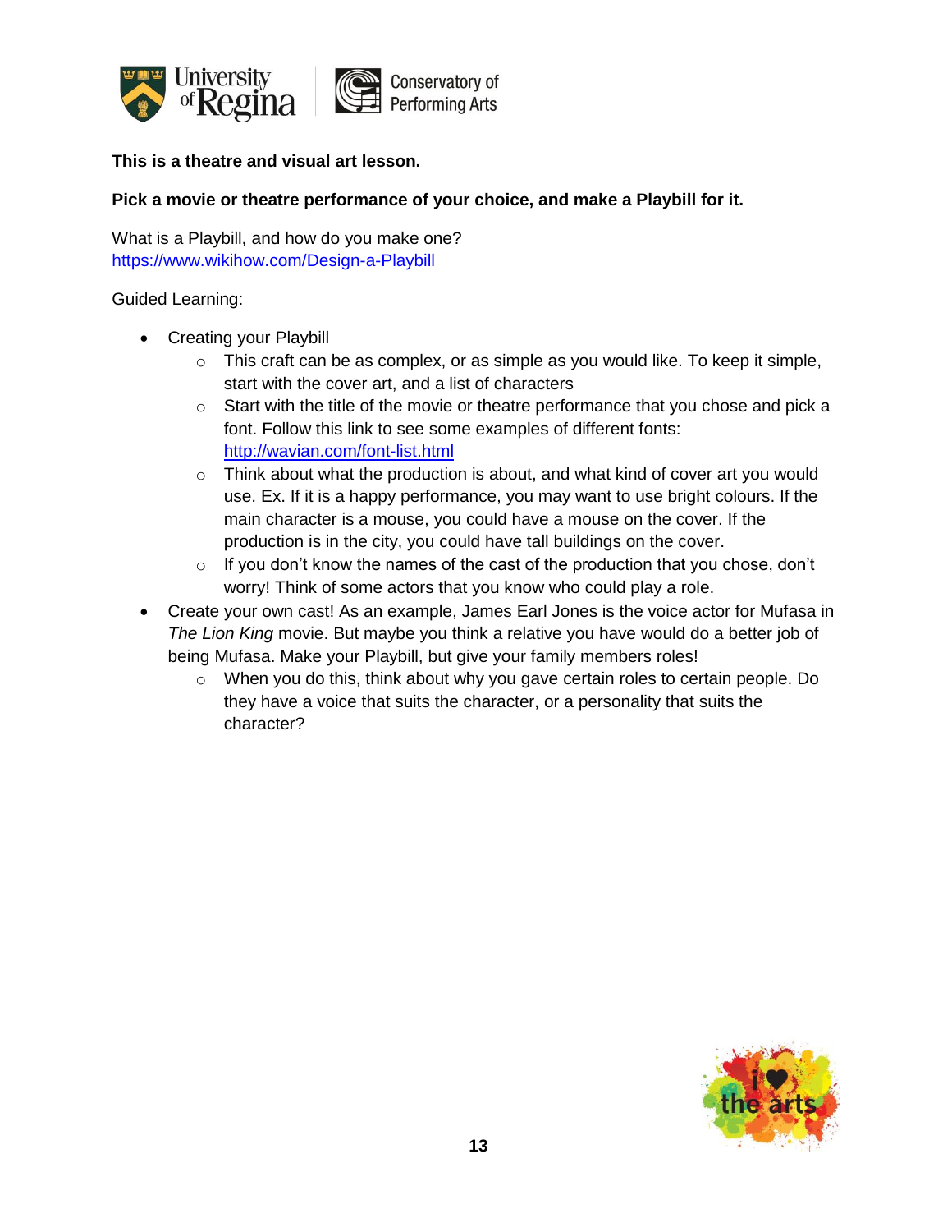**This is a theatre and visual art lesson.**

**Pick a movie or theatre performance of your choice, and make a Playbill for it.**

What is a Playbill, and how do you make one?
https://www.wikihow.com/Design-a-Playbill

Guided Learning:

- Creating your Playbill
  - This craft can be as complex, or as simple as you would like. To keep it simple, start with the cover art, and a list of characters
  - Start with the title of the movie or theatre performance that you chose and pick a font. Follow this link to see some examples of different fonts: http://wavian.com/font-list.html
  - Think about what the production is about, and what kind of cover art you would use. Ex. If it is a happy performance, you may want to use bright colours. If the main character is a mouse, you could have a mouse on the cover. If the production is in the city, you could have tall buildings on the cover.
  - If you don't know the names of the cast of the production that you chose, don't worry! Think of some actors that you know who could play a role.
- Create your own cast! As an example, James Earl Jones is the voice actor for Mufasa in *The Lion King* movie. But maybe you think a relative you have would do a better job of being Mufasa. Make your Playbill, but give your family members roles!
  - When you do this, think about why you gave certain roles to certain people. Do they have a voice that suits the character, or a personality that suits the character?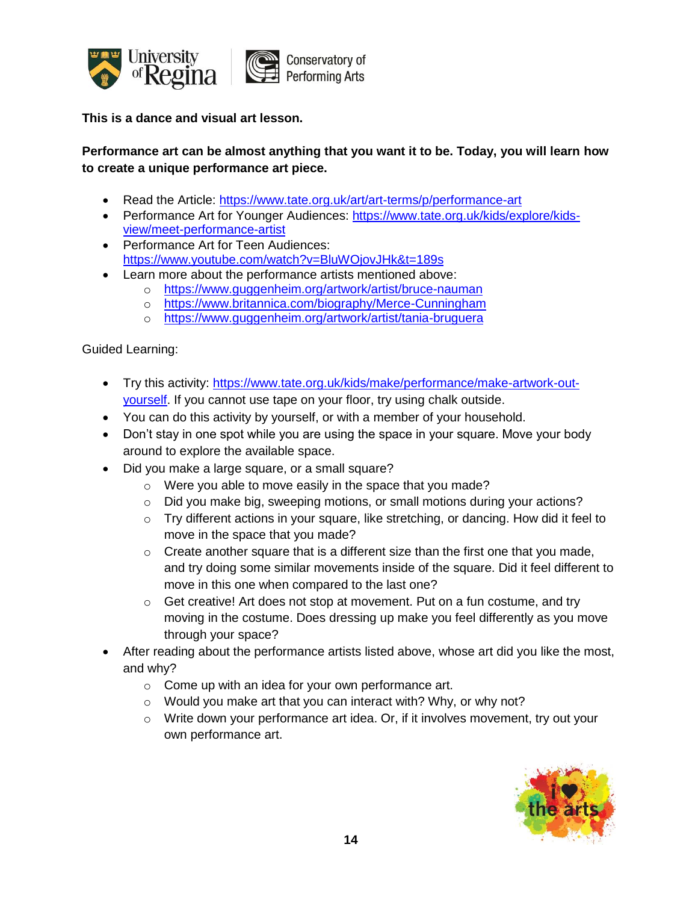**This is a dance and visual art lesson.**

**Performance art can be almost anything that you want it to be. Today, you will learn how to create a unique performance art piece.**

- Read the Article: [https://www.tate.org.uk/art/art-terms/p/performance-art](https://www.tate.org.uk/art/art-terms/p/performance-art)
- Performance Art for Younger Audiences: [https://www.tate.org.uk/kids/explore/kids-view/meet-performance-artist](https://www.tate.org.uk/kids/explore/kids-view/meet-performance-artist)
- Performance Art for Teen Audiences: [https://www.youtube.com/watch?v=BluWOjovJHk&t=189s](https://www.youtube.com/watch?v=BluWOjovJHk&t=189s)
- Learn more about the performance artists mentioned above:
  - [https://www.guggenheim.org/artwork/artist/bruce-nauman](https://www.guggenheim.org/artwork/artist/bruce-nauman)
  - [https://www.britannica.com/biography/Merce-Cunningham](https://www.britannica.com/biography/Merce-Cunningham)
  - [https://www.guggenheim.org/artwork/artist/tania-bruguera](https://www.guggenheim.org/artwork/artist/tania-bruguera)

Guided Learning:

- Try this activity: [https://www.tate.org.uk/kids/make/performance/make-artwork-out-yourself](https://www.tate.org.uk/kids/make/performance/make-artwork-out-yourself). If you cannot use tape on your floor, try using chalk outside.
- You can do this activity by yourself, or with a member of your household.
- Don't stay in one spot while you are using the space in your square. Move your body around to explore the available space.
- Did you make a large square, or a small square?
  - Were you able to move easily in the space that you made?
  - Did you make big, sweeping motions, or small motions during your actions?
  - Try different actions in your square, like stretching, or dancing. How did it feel to move in the space that you made?
  - Create another square that is a different size than the first one that you made, and try doing some similar movements inside of the square. Did it feel different to move in this one when compared to the last one?
  - Get creative! Art does not stop at movement. Put on a fun costume, and try moving in the costume. Does dressing up make you feel differently as you move through your space?
- After reading about the performance artists listed above, whose art did you like the most, and why?
  - Come up with an idea for your own performance art.
  - Would you make art that you can interact with? Why, or why not?
  - Write down your performance art idea. Or, if it involves movement, try out your own performance art.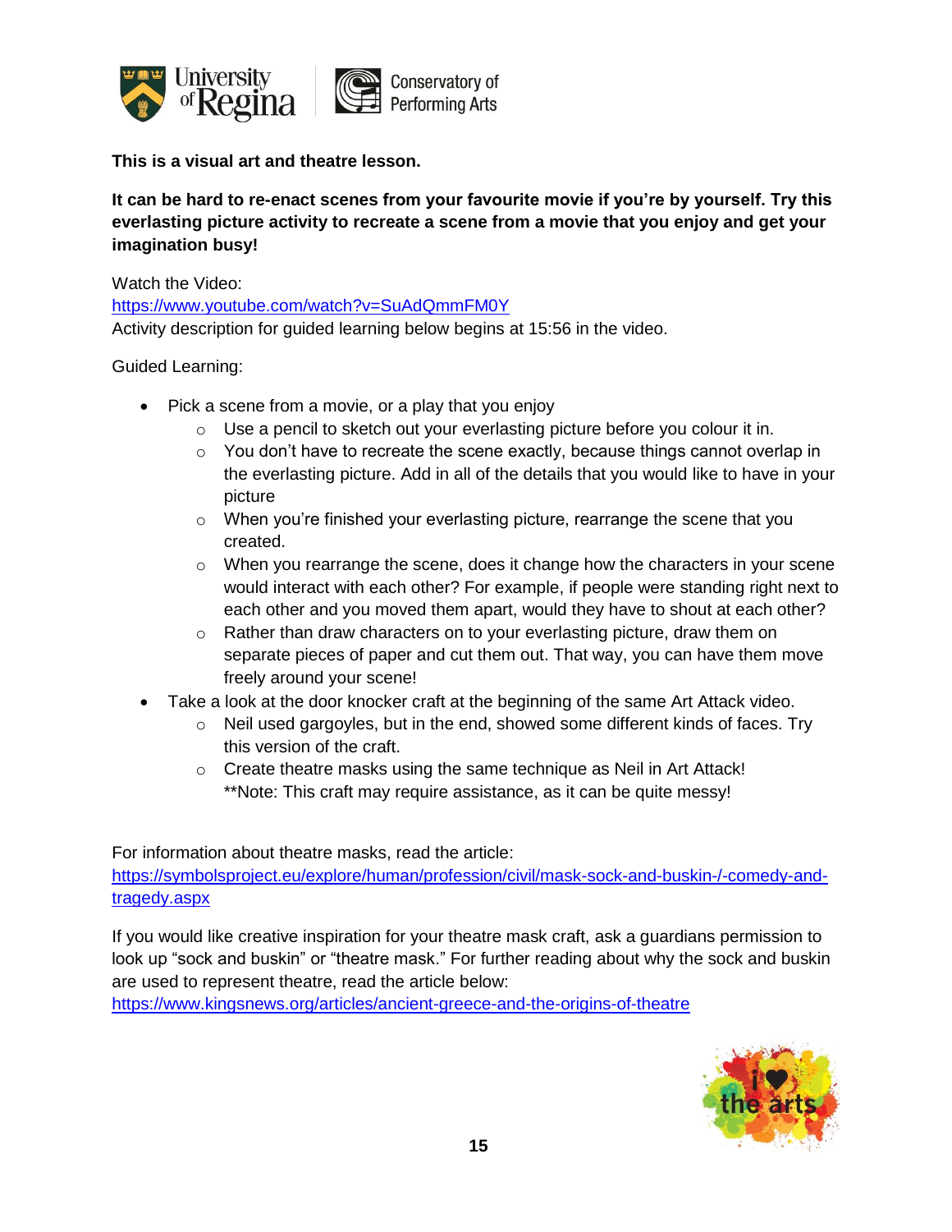**This is a visual art and theatre lesson.**

**It can be hard to re-enact scenes from your favourite movie if you're by yourself. Try this everlasting picture activity to recreate a scene from a movie that you enjoy and get your imagination busy!**

Watch the Video:
https://www.youtube.com/watch?v=SuAdQmmFM0Y
Activity description for guided learning below begins at 15:56 in the video.

Guided Learning:

- Pick a scene from a movie, or a play that you enjoy
  - Use a pencil to sketch out your everlasting picture before you colour it in.
  - You don't have to recreate the scene exactly, because things cannot overlap in the everlasting picture. Add in all of the details that you would like to have in your picture
  - When you're finished your everlasting picture, rearrange the scene that you created.
  - When you rearrange the scene, does it change how the characters in your scene would interact with each other? For example, if people were standing right next to each other and you moved them apart, would they have to shout at each other?
  - Rather than draw characters on to your everlasting picture, draw them on separate pieces of paper and cut them out. That way, you can have them move freely around your scene!
- Take a look at the door knocker craft at the beginning of the same Art Attack video.
  - Neil used gargoyles, but in the end, showed some different kinds of faces. Try this version of the craft.
  - Create theatre masks using the same technique as Neil in Art Attack!
    **Note: This craft may require assistance, as it can be quite messy!

For information about theatre masks, read the article:
https://symbolsproject.eu/explore/human/profession/civil/mask-sock-and-buskin-/-comedy-and-tragedy.aspx

If you would like creative inspiration for your theatre mask craft, ask a guardians permission to look up "sock and buskin" or "theatre mask." For further reading about why the sock and buskin are used to represent theatre, read the article below:
https://www.kingsnews.org/articles/ancient-greece-and-the-origins-of-theatre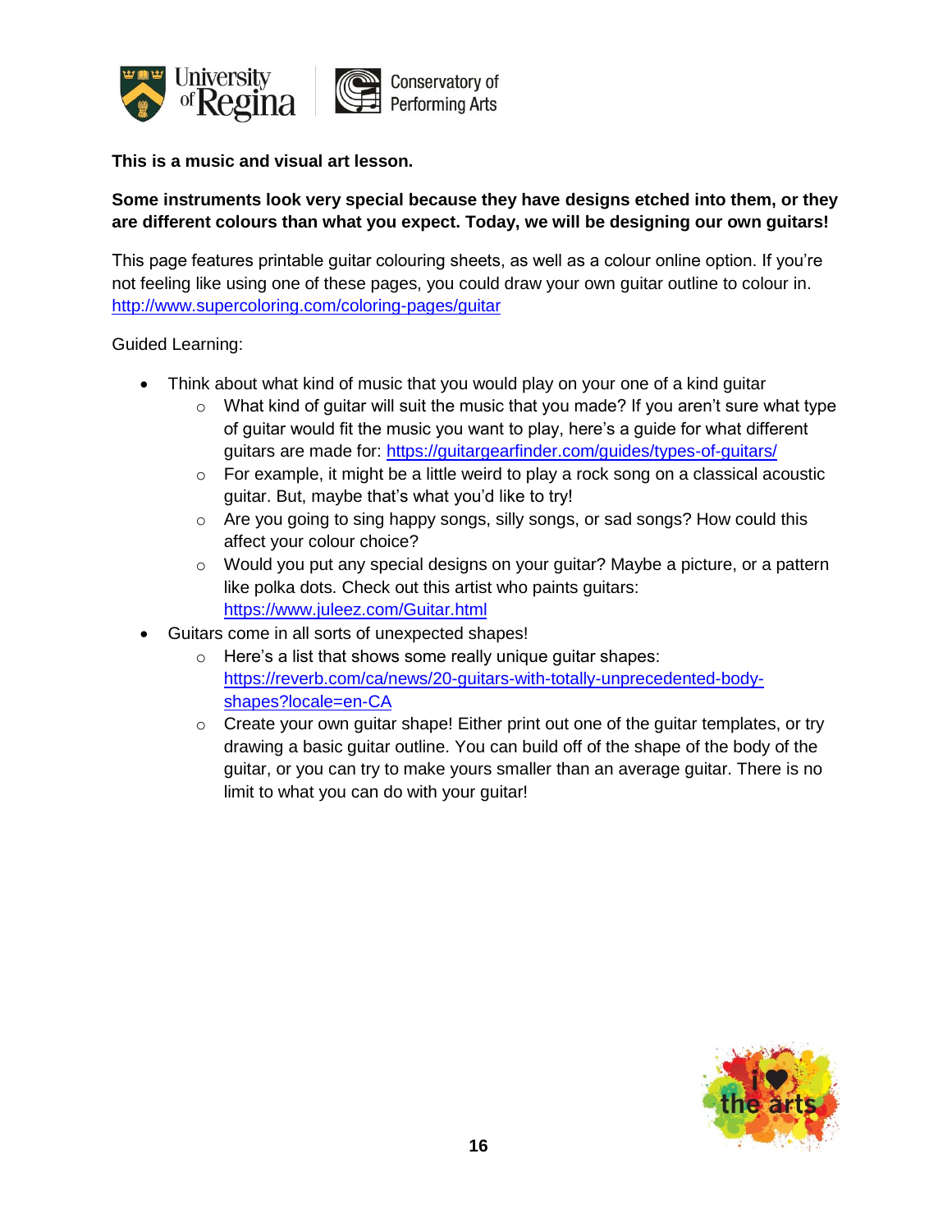**This is a music and visual art lesson.**

**Some instruments look very special because they have designs etched into them, or they are different colours than what you expect. Today, we will be designing our own guitars!**

This page features printable guitar colouring sheets, as well as a colour online option. If you're not feeling like using one of these pages, you could draw your own guitar outline to colour in. [http://www.supercoloring.com/coloring-pages/guitar](http://www.supercoloring.com/coloring-pages/guitar)

Guided Learning:

- Think about what kind of music that you would play on your one of a kind guitar
  - What kind of guitar will suit the music that you made? If you aren't sure what type of guitar would fit the music you want to play, here's a guide for what different guitars are made for: [https://guitargearfinder.com/guides/types-of-guitars/](https://guitargearfinder.com/guides/types-of-guitars/)
  - For example, it might be a little weird to play a rock song on a classical acoustic guitar. But, maybe that's what you'd like to try!
  - Are you going to sing happy songs, silly songs, or sad songs? How could this affect your colour choice?
  - Would you put any special designs on your guitar? Maybe a picture, or a pattern like polka dots. Check out this artist who paints guitars: [https://www.juleez.com/Guitar.html](https://www.juleez.com/Guitar.html)
- Guitars come in all sorts of unexpected shapes!
  - Here's a list that shows some really unique guitar shapes: [https://reverb.com/ca/news/20-guitars-with-totally-unprecedented-body-shapes?locale=en-CA](https://reverb.com/ca/news/20-guitars-with-totally-unprecedented-body-shapes?locale=en-CA)
  - Create your own guitar shape! Either print out one of the guitar templates, or try drawing a basic guitar outline. You can build off of the shape of the body of the guitar, or you can try to make yours smaller than an average guitar. There is no limit to what you can do with your guitar!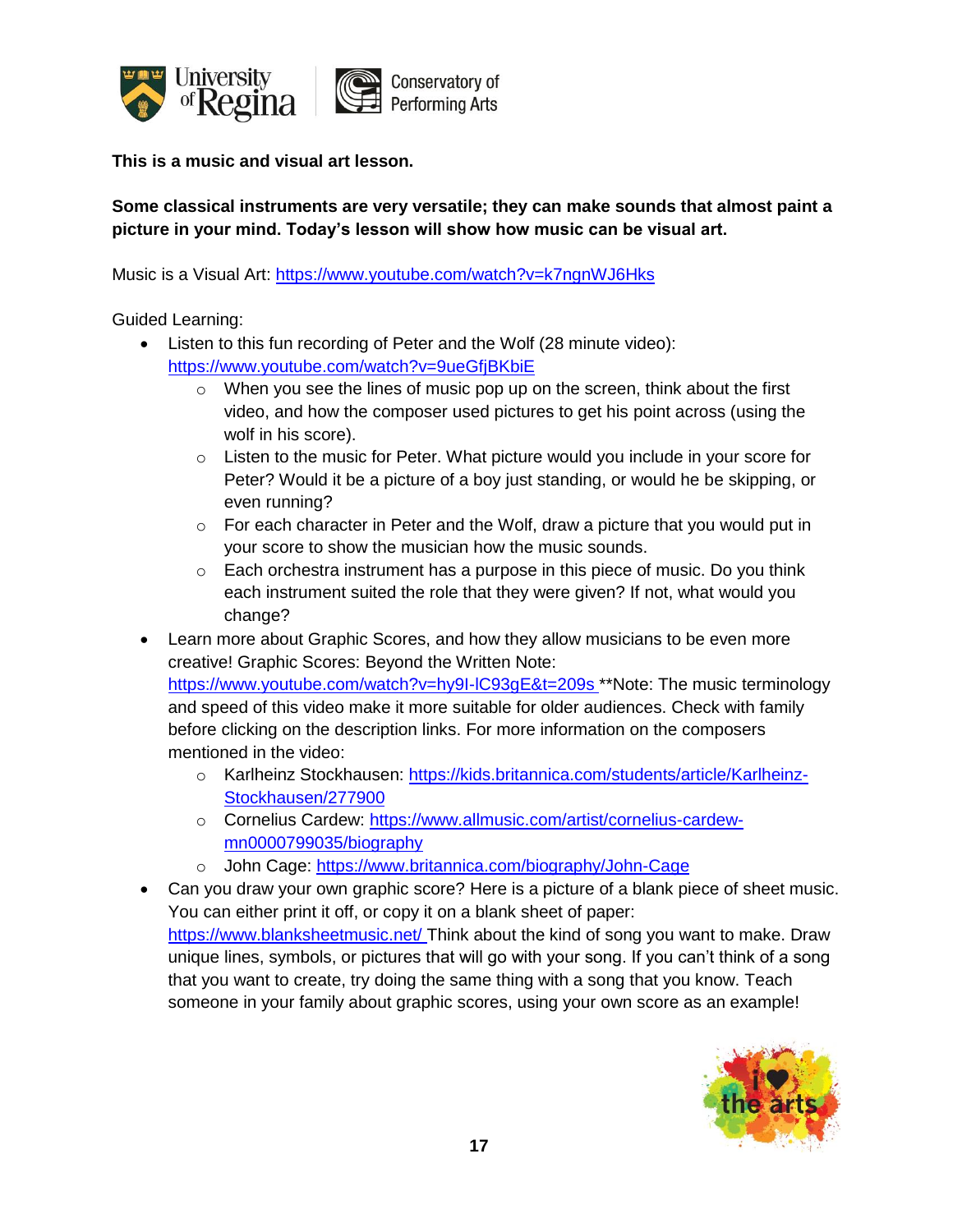**This is a music and visual art lesson.**

**Some classical instruments are very versatile; they can make sounds that almost paint a picture in your mind. Today's lesson will show how music can be visual art.**

Music is a Visual Art: https://www.youtube.com/watch?v=k7ngnWJ6Hks

Guided Learning:

- Listen to this fun recording of Peter and the Wolf (28 minute video): https://www.youtube.com/watch?v=9ueGfjBKbiE
    - When you see the lines of music pop up on the screen, think about the first video, and how the composer used pictures to get his point across (using the wolf in his score).
    - Listen to the music for Peter. What picture would you include in your score for Peter? Would it be a picture of a boy just standing, or would he be skipping, or even running?
    - For each character in Peter and the Wolf, draw a picture that you would put in your score to show the musician how the music sounds.
    - Each orchestra instrument has a purpose in this piece of music. Do you think each instrument suited the role that they were given? If not, what would you change?
- Learn more about Graphic Scores, and how they allow musicians to be even more creative! Graphic Scores: Beyond the Written Note: https://www.youtube.com/watch?v=hy9I-lC93gE&t=209s **Note: The music terminology and speed of this video make it more suitable for older audiences. Check with family before clicking on the description links. For more information on the composers mentioned in the video:
    - Karlheinz Stockhausen: https://kids.britannica.com/students/article/Karlheinz-Stockhausen/277900
    - Cornelius Cardew: https://www.allmusic.com/artist/cornelius-cardew-mn0000799035/biography
    - John Cage: https://www.britannica.com/biography/John-Cage
- Can you draw your own graphic score? Here is a picture of a blank piece of sheet music. You can either print it off, or copy it on a blank sheet of paper: https://www.blanksheetmusic.net/ Think about the kind of song you want to make. Draw unique lines, symbols, or pictures that will go with your song. If you can't think of a song that you want to create, try doing the same thing with a song that you know. Teach someone in your family about graphic scores, using your own score as an example!